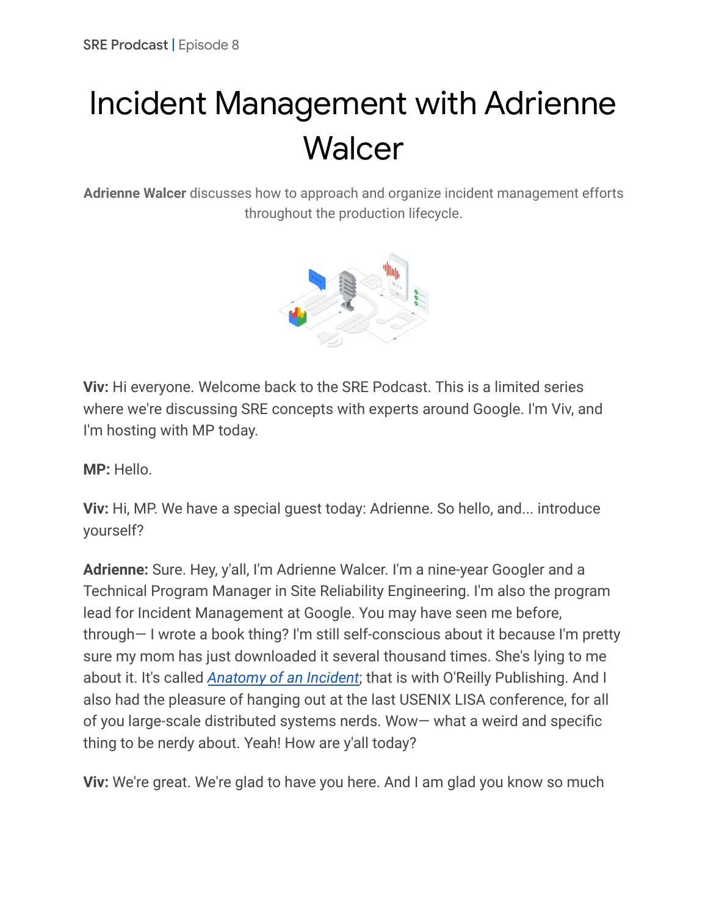SRE Prodcast | Episode 8

# Incident Management with Adrienne Walcer

**Adrienne Walcer** discusses how to approach and organize incident management efforts throughout the production lifecycle.

**Viv:** Hi everyone. Welcome back to the SRE Podcast. This is a limited series where we're discussing SRE concepts with experts around Google. I'm Viv, and I'm hosting with MP today.

**MP:** Hello.

**Viv:** Hi, MP. We have a special guest today: Adrienne. So hello, and... introduce yourself?

**Adrienne:** Sure. Hey, y'all, I'm Adrienne Walcer. I'm a nine-year Googler and a Technical Program Manager in Site Reliability Engineering. I'm also the program lead for Incident Management at Google. You may have seen me before, through— I wrote a book thing? I'm still self-conscious about it because I'm pretty sure my mom has just downloaded it several thousand times. She's lying to me about it. It's called *Anatomy of an Incident*; that is with O'Reilly Publishing. And I also had the pleasure of hanging out at the last USENIX LISA conference, for all of you large-scale distributed systems nerds. Wow— what a weird and specific thing to be nerdy about. Yeah! How are y'all today?

**Viv:** We're great. We're glad to have you here. And I am glad you know so much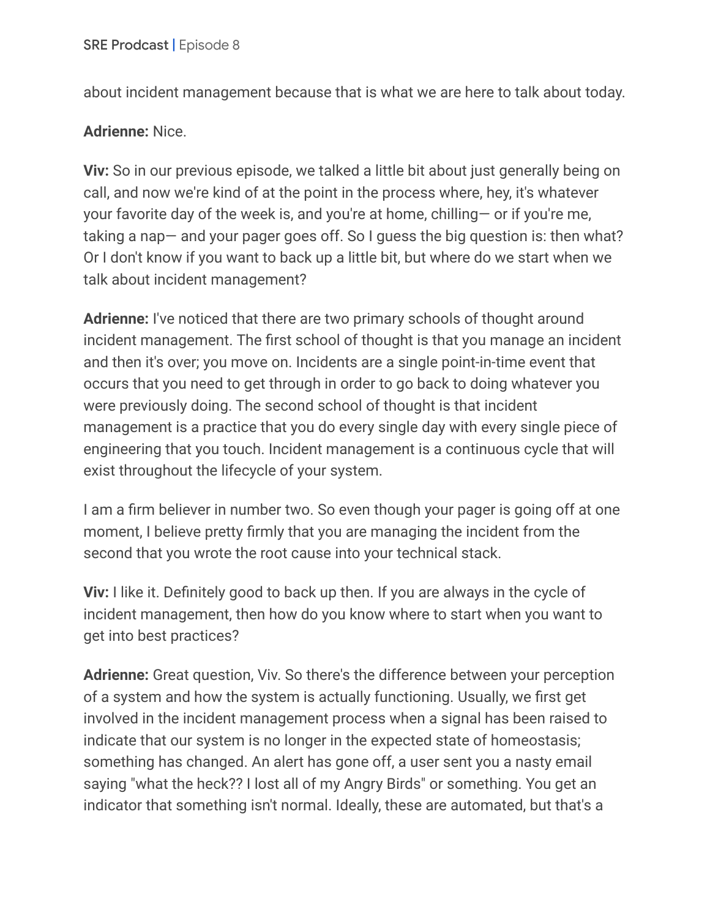about incident management because that is what we are here to talk about today.

**Adrienne:** Nice.

**Viv:** So in our previous episode, we talked a little bit about just generally being on call, and now we're kind of at the point in the process where, hey, it's whatever your favorite day of the week is, and you're at home, chilling— or if you're me, taking a nap— and your pager goes off. So I guess the big question is: then what? Or I don't know if you want to back up a little bit, but where do we start when we talk about incident management?

**Adrienne:** I've noticed that there are two primary schools of thought around incident management. The first school of thought is that you manage an incident and then it's over; you move on. Incidents are a single point-in-time event that occurs that you need to get through in order to go back to doing whatever you were previously doing. The second school of thought is that incident management is a practice that you do every single day with every single piece of engineering that you touch. Incident management is a continuous cycle that will exist throughout the lifecycle of your system.

I am a firm believer in number two. So even though your pager is going off at one moment, I believe pretty firmly that you are managing the incident from the second that you wrote the root cause into your technical stack.

**Viv:** I like it. Definitely good to back up then. If you are always in the cycle of incident management, then how do you know where to start when you want to get into best practices?

**Adrienne:** Great question, Viv. So there's the difference between your perception of a system and how the system is actually functioning. Usually, we first get involved in the incident management process when a signal has been raised to indicate that our system is no longer in the expected state of homeostasis; something has changed. An alert has gone off, a user sent you a nasty email saying "what the heck?? I lost all of my Angry Birds" or something. You get an indicator that something isn't normal. Ideally, these are automated, but that's a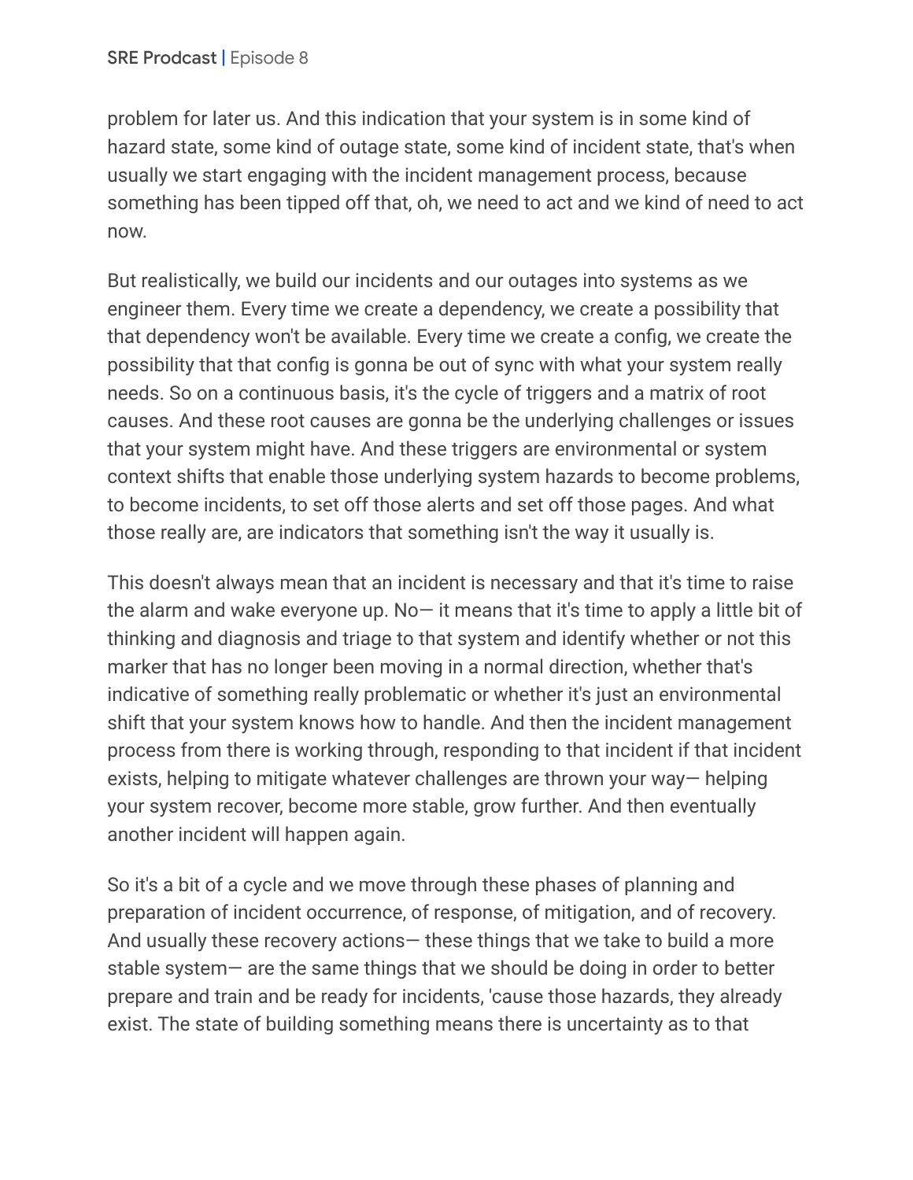problem for later us. And this indication that your system is in some kind of hazard state, some kind of outage state, some kind of incident state, that's when usually we start engaging with the incident management process, because something has been tipped off that, oh, we need to act and we kind of need to act now.

But realistically, we build our incidents and our outages into systems as we engineer them. Every time we create a dependency, we create a possibility that that dependency won't be available. Every time we create a config, we create the possibility that that config is gonna be out of sync with what your system really needs. So on a continuous basis, it's the cycle of triggers and a matrix of root causes. And these root causes are gonna be the underlying challenges or issues that your system might have. And these triggers are environmental or system context shifts that enable those underlying system hazards to become problems, to become incidents, to set off those alerts and set off those pages. And what those really are, are indicators that something isn't the way it usually is.

This doesn't always mean that an incident is necessary and that it's time to raise the alarm and wake everyone up. No— it means that it's time to apply a little bit of thinking and diagnosis and triage to that system and identify whether or not this marker that has no longer been moving in a normal direction, whether that's indicative of something really problematic or whether it's just an environmental shift that your system knows how to handle. And then the incident management process from there is working through, responding to that incident if that incident exists, helping to mitigate whatever challenges are thrown your way— helping your system recover, become more stable, grow further. And then eventually another incident will happen again.

So it's a bit of a cycle and we move through these phases of planning and preparation of incident occurrence, of response, of mitigation, and of recovery. And usually these recovery actions— these things that we take to build a more stable system— are the same things that we should be doing in order to better prepare and train and be ready for incidents, 'cause those hazards, they already exist. The state of building something means there is uncertainty as to that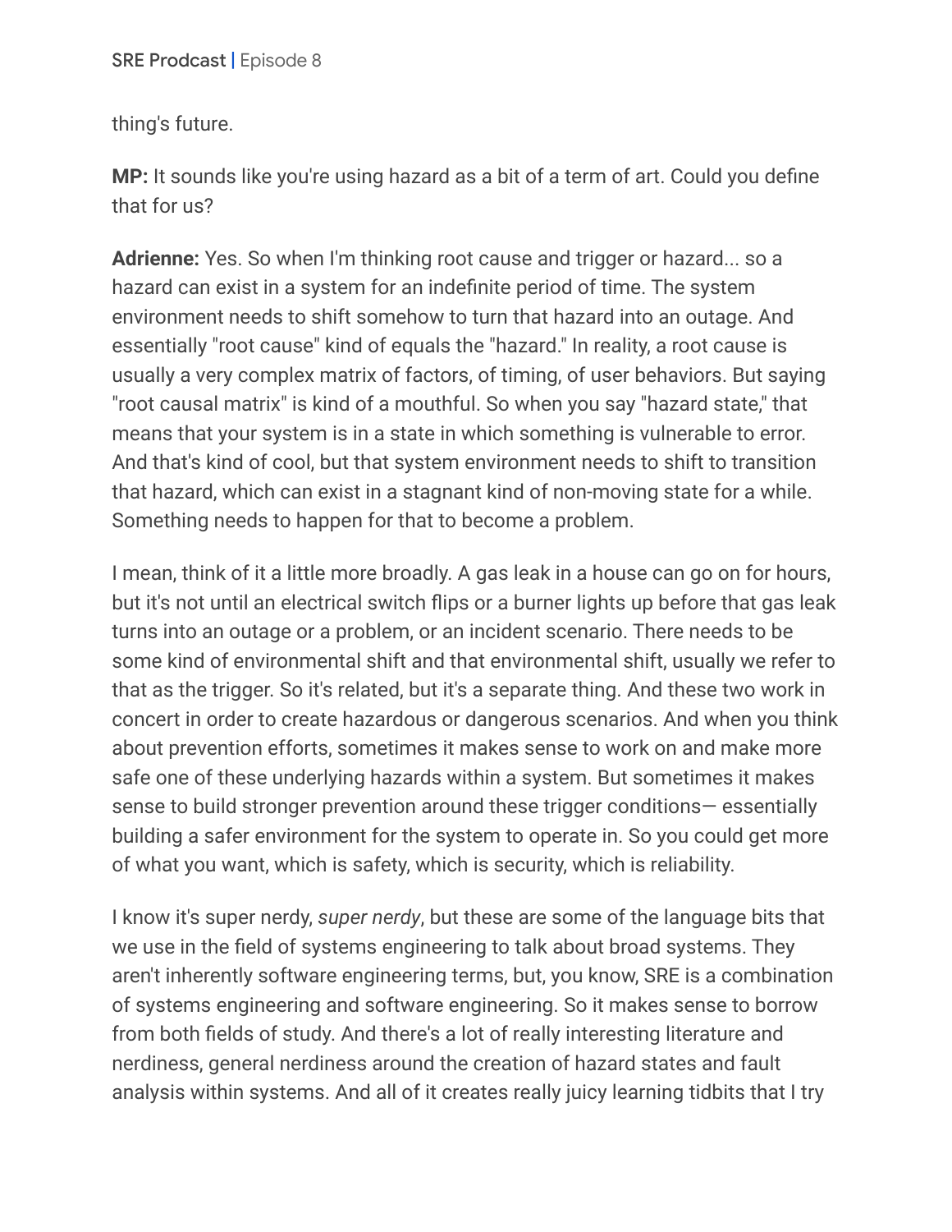thing's future.

**MP:** It sounds like you're using hazard as a bit of a term of art. Could you define that for us?

**Adrienne:** Yes. So when I'm thinking root cause and trigger or hazard... so a hazard can exist in a system for an indefinite period of time. The system environment needs to shift somehow to turn that hazard into an outage. And essentially "root cause" kind of equals the "hazard." In reality, a root cause is usually a very complex matrix of factors, of timing, of user behaviors. But saying "root causal matrix" is kind of a mouthful. So when you say "hazard state," that means that your system is in a state in which something is vulnerable to error. And that's kind of cool, but that system environment needs to shift to transition that hazard, which can exist in a stagnant kind of non-moving state for a while. Something needs to happen for that to become a problem.

I mean, think of it a little more broadly. A gas leak in a house can go on for hours, but it's not until an electrical switch flips or a burner lights up before that gas leak turns into an outage or a problem, or an incident scenario. There needs to be some kind of environmental shift and that environmental shift, usually we refer to that as the trigger. So it's related, but it's a separate thing. And these two work in concert in order to create hazardous or dangerous scenarios. And when you think about prevention efforts, sometimes it makes sense to work on and make more safe one of these underlying hazards within a system. But sometimes it makes sense to build stronger prevention around these trigger conditions— essentially building a safer environment for the system to operate in. So you could get more of what you want, which is safety, which is security, which is reliability.

I know it's super nerdy, *super nerdy*, but these are some of the language bits that we use in the field of systems engineering to talk about broad systems. They aren't inherently software engineering terms, but, you know, SRE is a combination of systems engineering and software engineering. So it makes sense to borrow from both fields of study. And there's a lot of really interesting literature and nerdiness, general nerdiness around the creation of hazard states and fault analysis within systems. And all of it creates really juicy learning tidbits that I try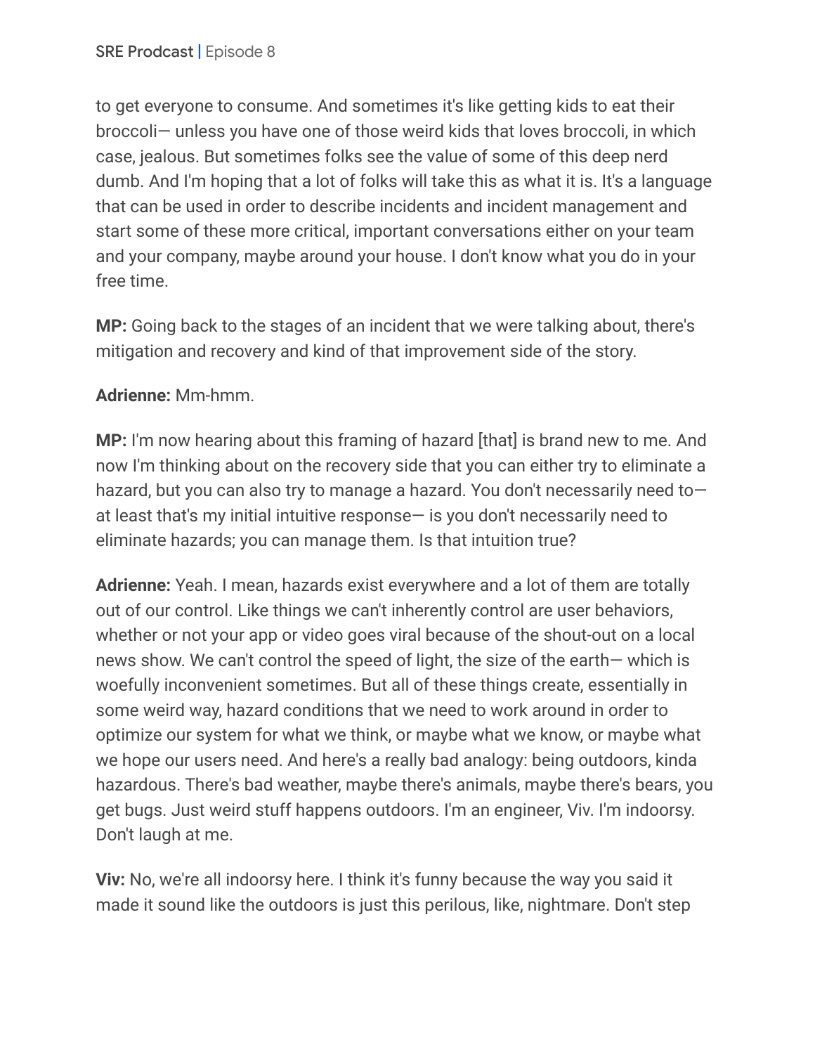to get everyone to consume. And sometimes it's like getting kids to eat their broccoli— unless you have one of those weird kids that loves broccoli, in which case, jealous. But sometimes folks see the value of some of this deep nerd dumb. And I'm hoping that a lot of folks will take this as what it is. It's a language that can be used in order to describe incidents and incident management and start some of these more critical, important conversations either on your team and your company, maybe around your house. I don't know what you do in your free time.

**MP:** Going back to the stages of an incident that we were talking about, there's mitigation and recovery and kind of that improvement side of the story.

**Adrienne:** Mm-hmm.

**MP:** I'm now hearing about this framing of hazard [that] is brand new to me. And now I'm thinking about on the recovery side that you can either try to eliminate a hazard, but you can also try to manage a hazard. You don't necessarily need to— at least that's my initial intuitive response— is you don't necessarily need to eliminate hazards; you can manage them. Is that intuition true?

**Adrienne:** Yeah. I mean, hazards exist everywhere and a lot of them are totally out of our control. Like things we can't inherently control are user behaviors, whether or not your app or video goes viral because of the shout-out on a local news show. We can't control the speed of light, the size of the earth— which is woefully inconvenient sometimes. But all of these things create, essentially in some weird way, hazard conditions that we need to work around in order to optimize our system for what we think, or maybe what we know, or maybe what we hope our users need. And here's a really bad analogy: being outdoors, kinda hazardous. There's bad weather, maybe there's animals, maybe there's bears, you get bugs. Just weird stuff happens outdoors. I'm an engineer, Viv. I'm indoorsy. Don't laugh at me.

**Viv:** No, we're all indoorsy here. I think it's funny because the way you said it made it sound like the outdoors is just this perilous, like, nightmare. Don't step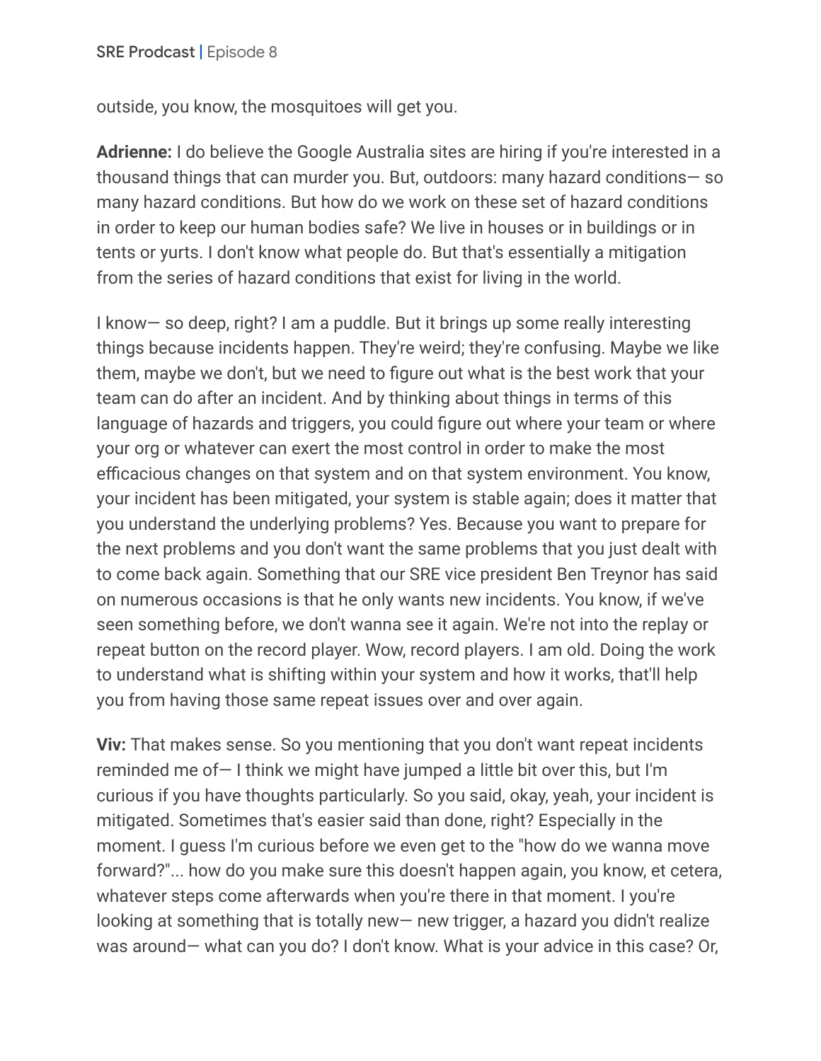outside, you know, the mosquitoes will get you.

**Adrienne:** I do believe the Google Australia sites are hiring if you're interested in a thousand things that can murder you. But, outdoors: many hazard conditions— so many hazard conditions. But how do we work on these set of hazard conditions in order to keep our human bodies safe? We live in houses or in buildings or in tents or yurts. I don't know what people do. But that's essentially a mitigation from the series of hazard conditions that exist for living in the world.

I know— so deep, right? I am a puddle. But it brings up some really interesting things because incidents happen. They're weird; they're confusing. Maybe we like them, maybe we don't, but we need to figure out what is the best work that your team can do after an incident. And by thinking about things in terms of this language of hazards and triggers, you could figure out where your team or where your org or whatever can exert the most control in order to make the most efficacious changes on that system and on that system environment. You know, your incident has been mitigated, your system is stable again; does it matter that you understand the underlying problems? Yes. Because you want to prepare for the next problems and you don't want the same problems that you just dealt with to come back again. Something that our SRE vice president Ben Treynor has said on numerous occasions is that he only wants new incidents. You know, if we've seen something before, we don't wanna see it again. We're not into the replay or repeat button on the record player. Wow, record players. I am old. Doing the work to understand what is shifting within your system and how it works, that'll help you from having those same repeat issues over and over again.

**Viv:** That makes sense. So you mentioning that you don't want repeat incidents reminded me of— I think we might have jumped a little bit over this, but I'm curious if you have thoughts particularly. So you said, okay, yeah, your incident is mitigated. Sometimes that's easier said than done, right? Especially in the moment. I guess I'm curious before we even get to the "how do we wanna move forward?"... how do you make sure this doesn't happen again, you know, et cetera, whatever steps come afterwards when you're there in that moment. I you're looking at something that is totally new— new trigger, a hazard you didn't realize was around— what can you do? I don't know. What is your advice in this case? Or,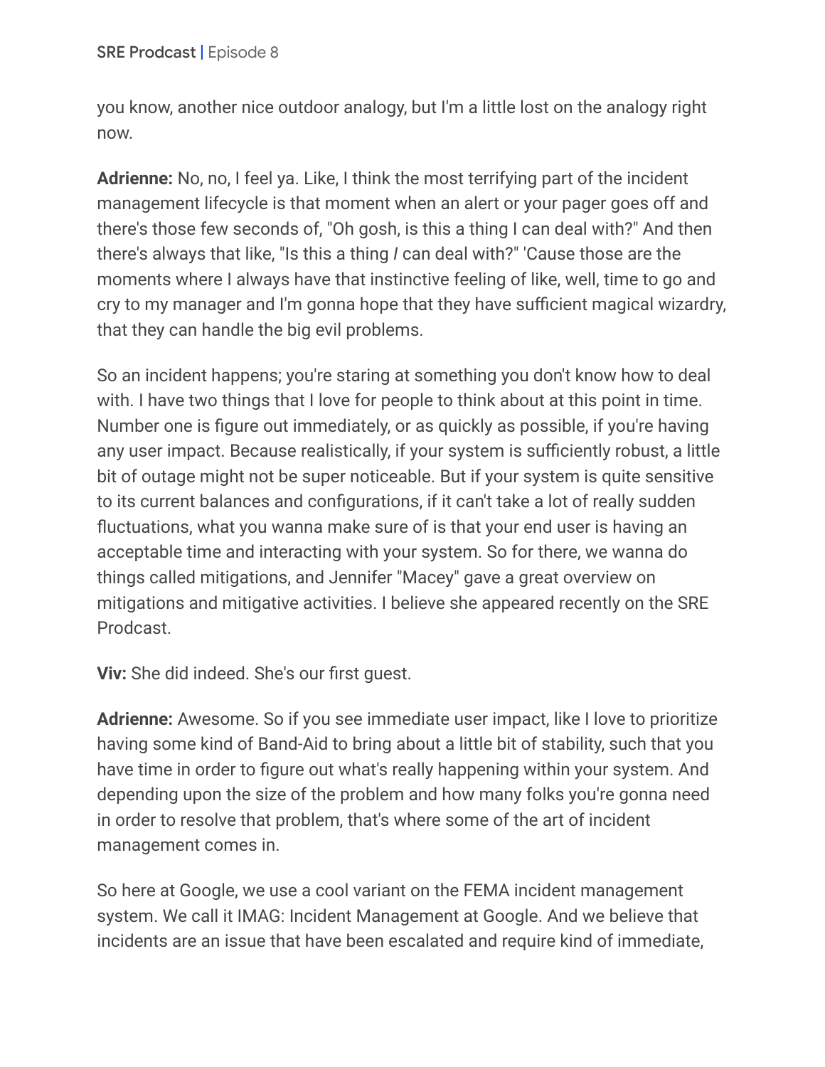you know, another nice outdoor analogy, but I'm a little lost on the analogy right now.

**Adrienne:** No, no, I feel ya. Like, I think the most terrifying part of the incident management lifecycle is that moment when an alert or your pager goes off and there's those few seconds of, "Oh gosh, is this a thing I can deal with?" And then there's always that like, "Is this a thing *I* can deal with?" 'Cause those are the moments where I always have that instinctive feeling of like, well, time to go and cry to my manager and I'm gonna hope that they have sufficient magical wizardry, that they can handle the big evil problems.

So an incident happens; you're staring at something you don't know how to deal with. I have two things that I love for people to think about at this point in time. Number one is figure out immediately, or as quickly as possible, if you're having any user impact. Because realistically, if your system is sufficiently robust, a little bit of outage might not be super noticeable. But if your system is quite sensitive to its current balances and configurations, if it can't take a lot of really sudden fluctuations, what you wanna make sure of is that your end user is having an acceptable time and interacting with your system. So for there, we wanna do things called mitigations, and Jennifer "Macey" gave a great overview on mitigations and mitigative activities. I believe she appeared recently on the SRE Prodcast.

**Viv:** She did indeed. She's our first guest.

**Adrienne:** Awesome. So if you see immediate user impact, like I love to prioritize having some kind of Band-Aid to bring about a little bit of stability, such that you have time in order to figure out what's really happening within your system. And depending upon the size of the problem and how many folks you're gonna need in order to resolve that problem, that's where some of the art of incident management comes in.

So here at Google, we use a cool variant on the FEMA incident management system. We call it IMAG: Incident Management at Google. And we believe that incidents are an issue that have been escalated and require kind of immediate,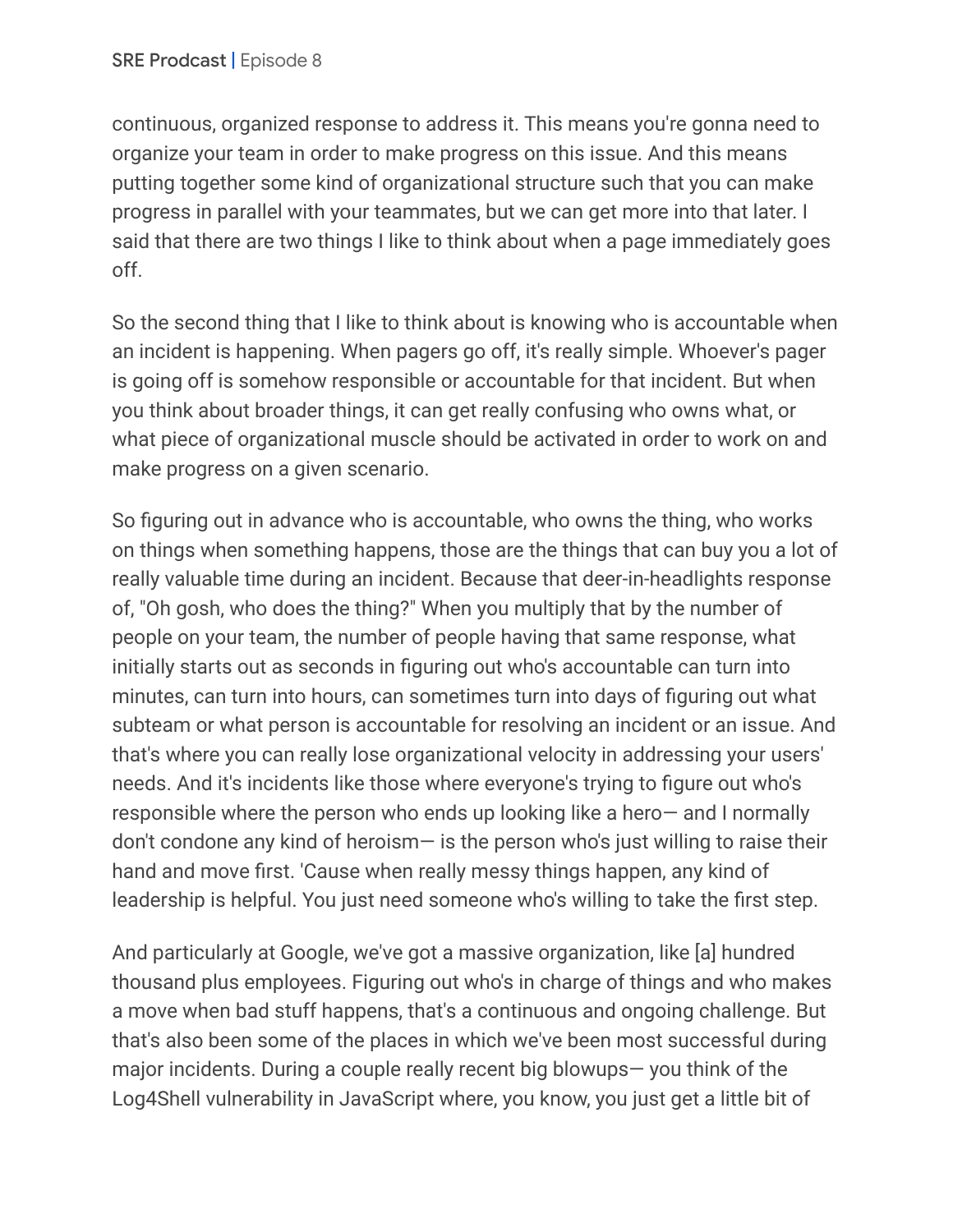continuous, organized response to address it. This means you're gonna need to organize your team in order to make progress on this issue. And this means putting together some kind of organizational structure such that you can make progress in parallel with your teammates, but we can get more into that later. I said that there are two things I like to think about when a page immediately goes off.

So the second thing that I like to think about is knowing who is accountable when an incident is happening. When pagers go off, it's really simple. Whoever's pager is going off is somehow responsible or accountable for that incident. But when you think about broader things, it can get really confusing who owns what, or what piece of organizational muscle should be activated in order to work on and make progress on a given scenario.

So figuring out in advance who is accountable, who owns the thing, who works on things when something happens, those are the things that can buy you a lot of really valuable time during an incident. Because that deer-in-headlights response of, "Oh gosh, who does the thing?" When you multiply that by the number of people on your team, the number of people having that same response, what initially starts out as seconds in figuring out who's accountable can turn into minutes, can turn into hours, can sometimes turn into days of figuring out what subteam or what person is accountable for resolving an incident or an issue. And that's where you can really lose organizational velocity in addressing your users' needs. And it's incidents like those where everyone's trying to figure out who's responsible where the person who ends up looking like a hero— and I normally don't condone any kind of heroism— is the person who's just willing to raise their hand and move first. 'Cause when really messy things happen, any kind of leadership is helpful. You just need someone who's willing to take the first step.

And particularly at Google, we've got a massive organization, like [a] hundred thousand plus employees. Figuring out who's in charge of things and who makes a move when bad stuff happens, that's a continuous and ongoing challenge. But that's also been some of the places in which we've been most successful during major incidents. During a couple really recent big blowups— you think of the Log4Shell vulnerability in JavaScript where, you know, you just get a little bit of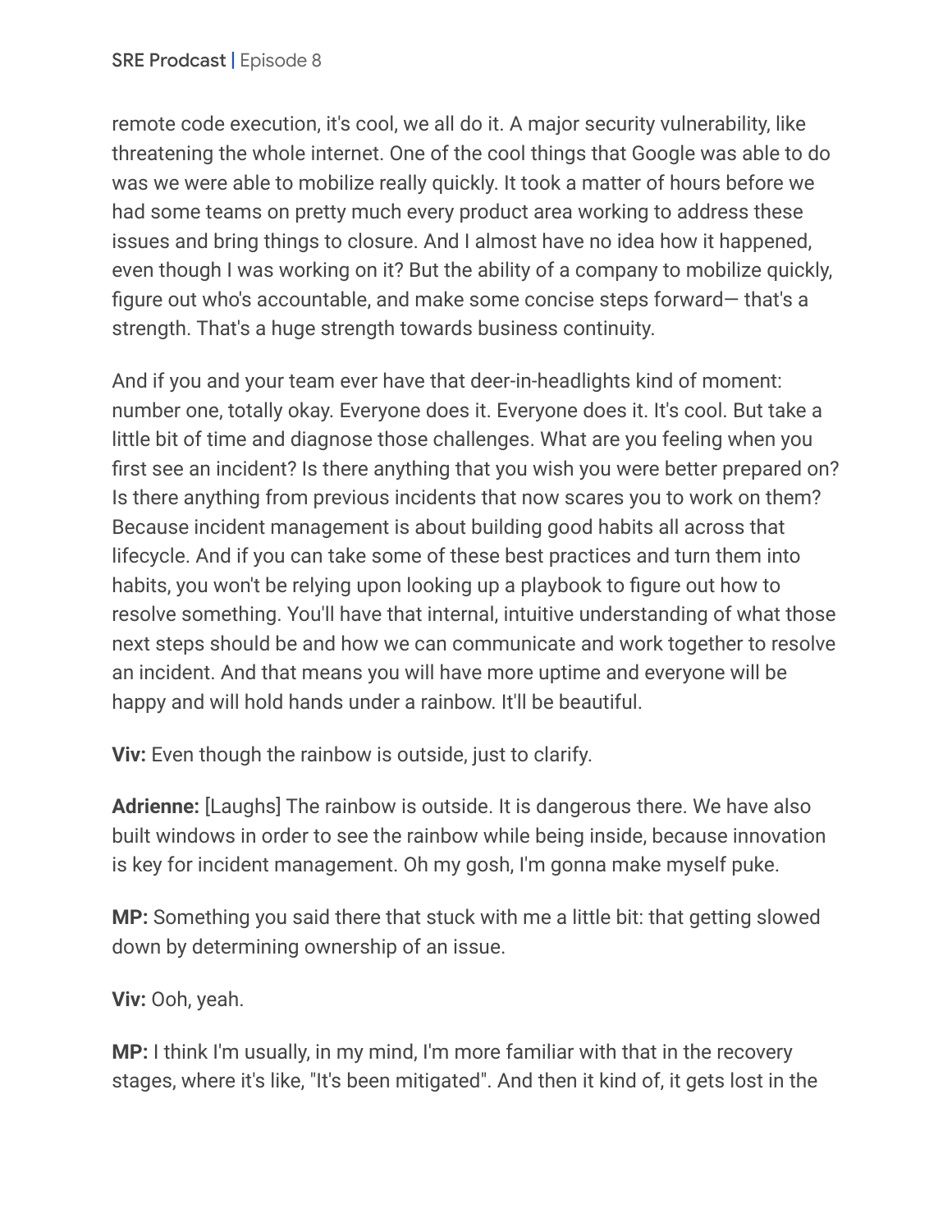remote code execution, it's cool, we all do it. A major security vulnerability, like threatening the whole internet. One of the cool things that Google was able to do was we were able to mobilize really quickly. It took a matter of hours before we had some teams on pretty much every product area working to address these issues and bring things to closure. And I almost have no idea how it happened, even though I was working on it? But the ability of a company to mobilize quickly, figure out who's accountable, and make some concise steps forward— that's a strength. That's a huge strength towards business continuity.

And if you and your team ever have that deer-in-headlights kind of moment: number one, totally okay. Everyone does it. Everyone does it. It's cool. But take a little bit of time and diagnose those challenges. What are you feeling when you first see an incident? Is there anything that you wish you were better prepared on? Is there anything from previous incidents that now scares you to work on them? Because incident management is about building good habits all across that lifecycle. And if you can take some of these best practices and turn them into habits, you won't be relying upon looking up a playbook to figure out how to resolve something. You'll have that internal, intuitive understanding of what those next steps should be and how we can communicate and work together to resolve an incident. And that means you will have more uptime and everyone will be happy and will hold hands under a rainbow. It'll be beautiful.

**Viv:** Even though the rainbow is outside, just to clarify.

**Adrienne:** [Laughs] The rainbow is outside. It is dangerous there. We have also built windows in order to see the rainbow while being inside, because innovation is key for incident management. Oh my gosh, I'm gonna make myself puke.

**MP:** Something you said there that stuck with me a little bit: that getting slowed down by determining ownership of an issue.

**Viv:** Ooh, yeah.

**MP:** I think I'm usually, in my mind, I'm more familiar with that in the recovery stages, where it's like, "It's been mitigated". And then it kind of, it gets lost in the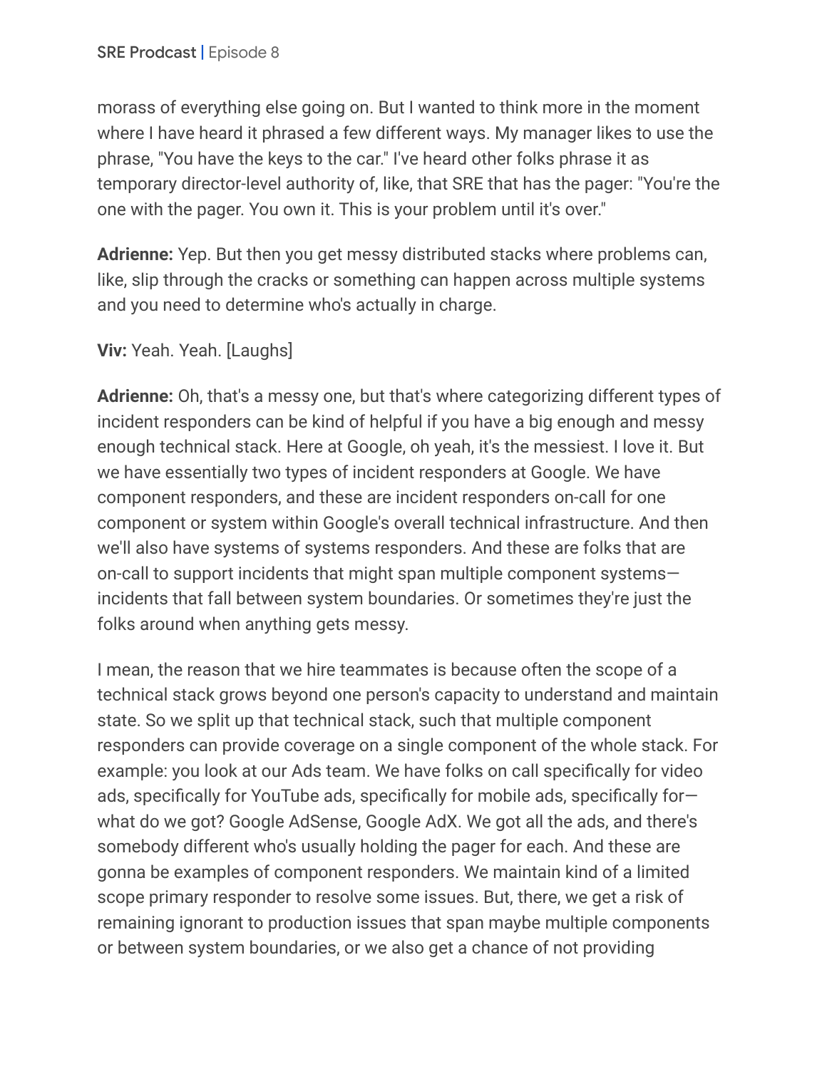morass of everything else going on. But I wanted to think more in the moment where I have heard it phrased a few different ways. My manager likes to use the phrase, "You have the keys to the car." I've heard other folks phrase it as temporary director-level authority of, like, that SRE that has the pager: "You're the one with the pager. You own it. This is your problem until it's over."

**Adrienne:** Yep. But then you get messy distributed stacks where problems can, like, slip through the cracks or something can happen across multiple systems and you need to determine who's actually in charge.

**Viv:** Yeah. Yeah. [Laughs]

**Adrienne:** Oh, that's a messy one, but that's where categorizing different types of incident responders can be kind of helpful if you have a big enough and messy enough technical stack. Here at Google, oh yeah, it's the messiest. I love it. But we have essentially two types of incident responders at Google. We have component responders, and these are incident responders on-call for one component or system within Google's overall technical infrastructure. And then we'll also have systems of systems responders. And these are folks that are on-call to support incidents that might span multiple component systems—incidents that fall between system boundaries. Or sometimes they're just the folks around when anything gets messy.

I mean, the reason that we hire teammates is because often the scope of a technical stack grows beyond one person's capacity to understand and maintain state. So we split up that technical stack, such that multiple component responders can provide coverage on a single component of the whole stack. For example: you look at our Ads team. We have folks on call specifically for video ads, specifically for YouTube ads, specifically for mobile ads, specifically for—what do we got? Google AdSense, Google AdX. We got all the ads, and there's somebody different who's usually holding the pager for each. And these are gonna be examples of component responders. We maintain kind of a limited scope primary responder to resolve some issues. But, there, we get a risk of remaining ignorant to production issues that span maybe multiple components or between system boundaries, or we also get a chance of not providing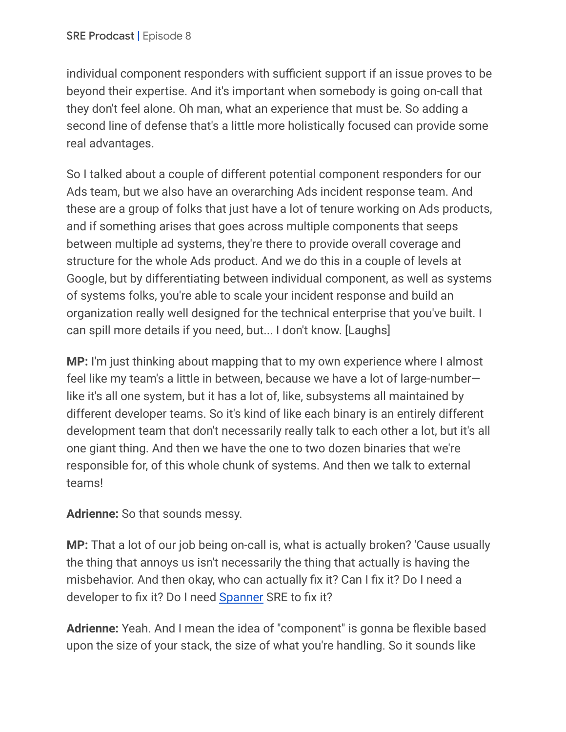individual component responders with sufficient support if an issue proves to be beyond their expertise. And it's important when somebody is going on-call that they don't feel alone. Oh man, what an experience that must be. So adding a second line of defense that's a little more holistically focused can provide some real advantages.

So I talked about a couple of different potential component responders for our Ads team, but we also have an overarching Ads incident response team. And these are a group of folks that just have a lot of tenure working on Ads products, and if something arises that goes across multiple components that seeps between multiple ad systems, they're there to provide overall coverage and structure for the whole Ads product. And we do this in a couple of levels at Google, but by differentiating between individual component, as well as systems of systems folks, you're able to scale your incident response and build an organization really well designed for the technical enterprise that you've built. I can spill more details if you need, but... I don't know. [Laughs]

**MP:** I'm just thinking about mapping that to my own experience where I almost feel like my team's a little in between, because we have a lot of large-number—like it's all one system, but it has a lot of, like, subsystems all maintained by different developer teams. So it's kind of like each binary is an entirely different development team that don't necessarily really talk to each other a lot, but it's all one giant thing. And then we have the one to two dozen binaries that we're responsible for, of this whole chunk of systems. And then we talk to external teams!

**Adrienne:** So that sounds messy.

**MP:** That a lot of our job being on-call is, what is actually broken? 'Cause usually the thing that annoys us isn't necessarily the thing that actually is having the misbehavior. And then okay, who can actually fix it? Can I fix it? Do I need a developer to fix it? Do I need [Spanner] SRE to fix it?

**Adrienne:** Yeah. And I mean the idea of "component" is gonna be flexible based upon the size of your stack, the size of what you're handling. So it sounds like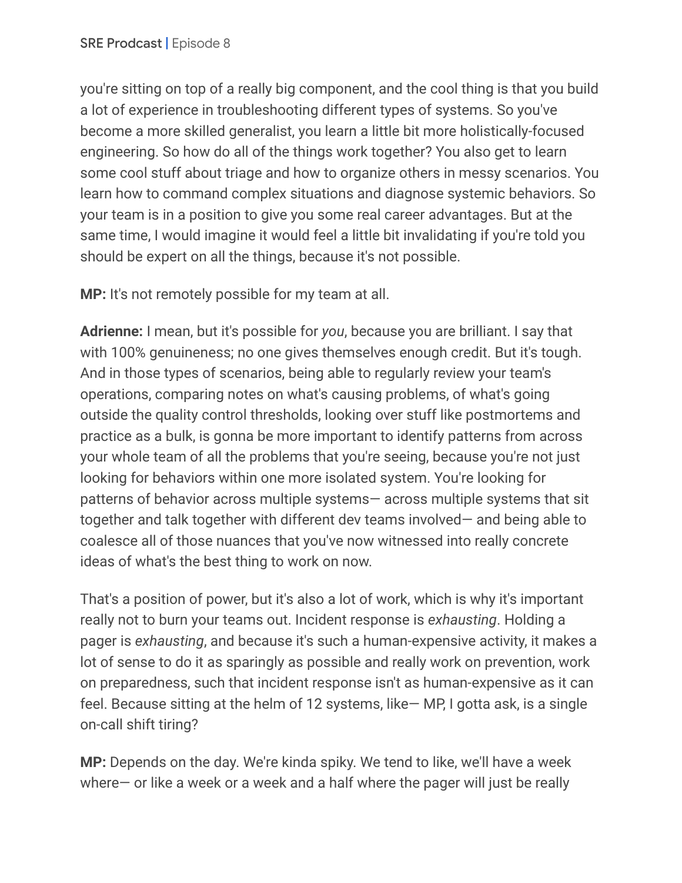you're sitting on top of a really big component, and the cool thing is that you build a lot of experience in troubleshooting different types of systems. So you've become a more skilled generalist, you learn a little bit more holistically-focused engineering. So how do all of the things work together? You also get to learn some cool stuff about triage and how to organize others in messy scenarios. You learn how to command complex situations and diagnose systemic behaviors. So your team is in a position to give you some real career advantages. But at the same time, I would imagine it would feel a little bit invalidating if you're told you should be expert on all the things, because it's not possible.

**MP:** It's not remotely possible for my team at all.

**Adrienne:** I mean, but it's possible for *you*, because you are brilliant. I say that with 100% genuineness; no one gives themselves enough credit. But it's tough. And in those types of scenarios, being able to regularly review your team's operations, comparing notes on what's causing problems, of what's going outside the quality control thresholds, looking over stuff like postmortems and practice as a bulk, is gonna be more important to identify patterns from across your whole team of all the problems that you're seeing, because you're not just looking for behaviors within one more isolated system. You're looking for patterns of behavior across multiple systems— across multiple systems that sit together and talk together with different dev teams involved— and being able to coalesce all of those nuances that you've now witnessed into really concrete ideas of what's the best thing to work on now.

That's a position of power, but it's also a lot of work, which is why it's important really not to burn your teams out. Incident response is *exhausting*. Holding a pager is *exhausting*, and because it's such a human-expensive activity, it makes a lot of sense to do it as sparingly as possible and really work on prevention, work on preparedness, such that incident response isn't as human-expensive as it can feel. Because sitting at the helm of 12 systems, like— MP, I gotta ask, is a single on-call shift tiring?

**MP:** Depends on the day. We're kinda spiky. We tend to like, we'll have a week where— or like a week or a week and a half where the pager will just be really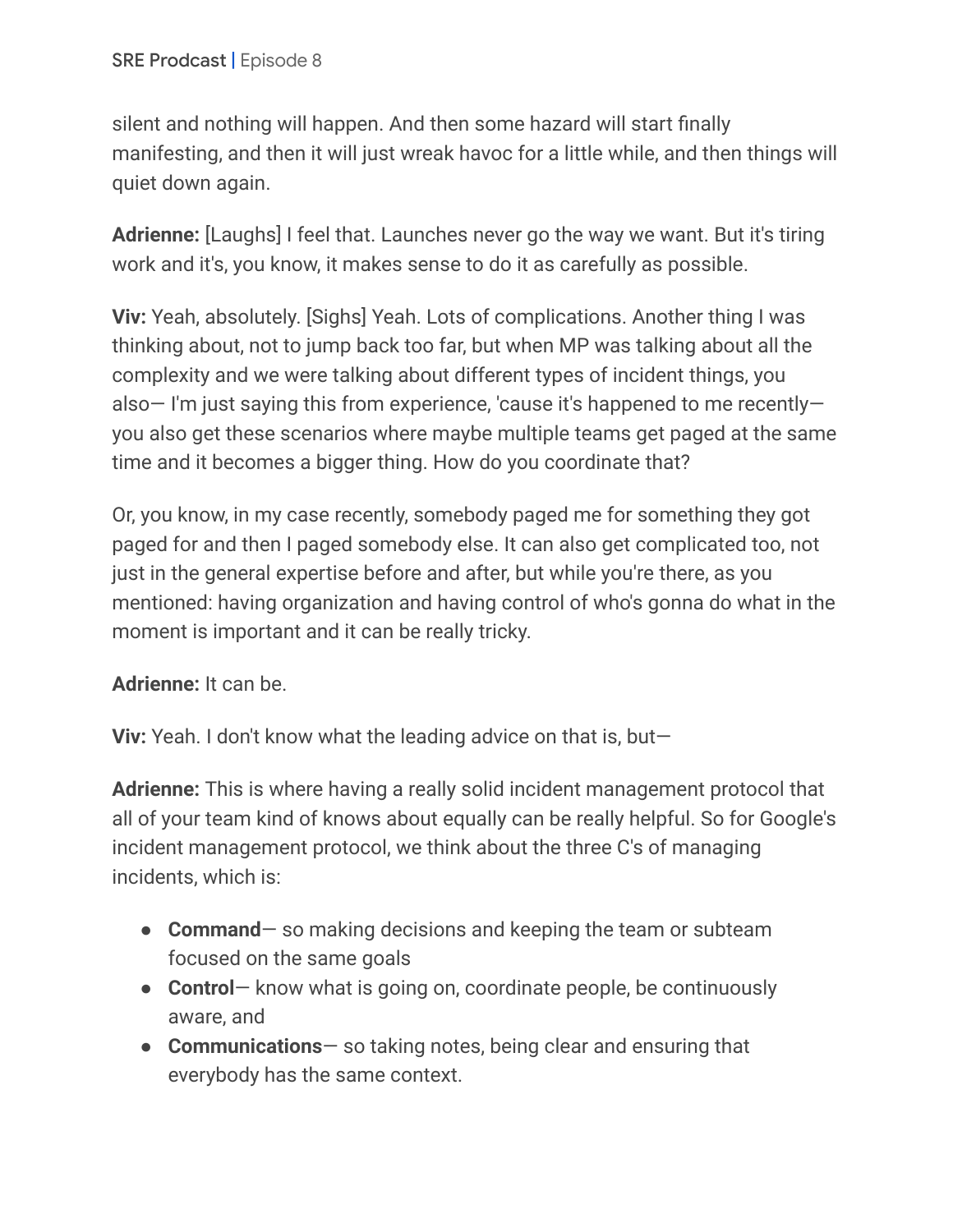silent and nothing will happen. And then some hazard will start finally manifesting, and then it will just wreak havoc for a little while, and then things will quiet down again.

**Adrienne:** [Laughs] I feel that. Launches never go the way we want. But it's tiring work and it's, you know, it makes sense to do it as carefully as possible.

**Viv:** Yeah, absolutely. [Sighs] Yeah. Lots of complications. Another thing I was thinking about, not to jump back too far, but when MP was talking about all the complexity and we were talking about different types of incident things, you also— I'm just saying this from experience, 'cause it's happened to me recently— you also get these scenarios where maybe multiple teams get paged at the same time and it becomes a bigger thing. How do you coordinate that?

Or, you know, in my case recently, somebody paged me for something they got paged for and then I paged somebody else. It can also get complicated too, not just in the general expertise before and after, but while you're there, as you mentioned: having organization and having control of who's gonna do what in the moment is important and it can be really tricky.

**Adrienne:** It can be.

**Viv:** Yeah. I don't know what the leading advice on that is, but—

**Adrienne:** This is where having a really solid incident management protocol that all of your team kind of knows about equally can be really helpful. So for Google's incident management protocol, we think about the three C's of managing incidents, which is:

- **Command**— so making decisions and keeping the team or subteam focused on the same goals
- **Control**— know what is going on, coordinate people, be continuously aware, and
- **Communications**— so taking notes, being clear and ensuring that everybody has the same context.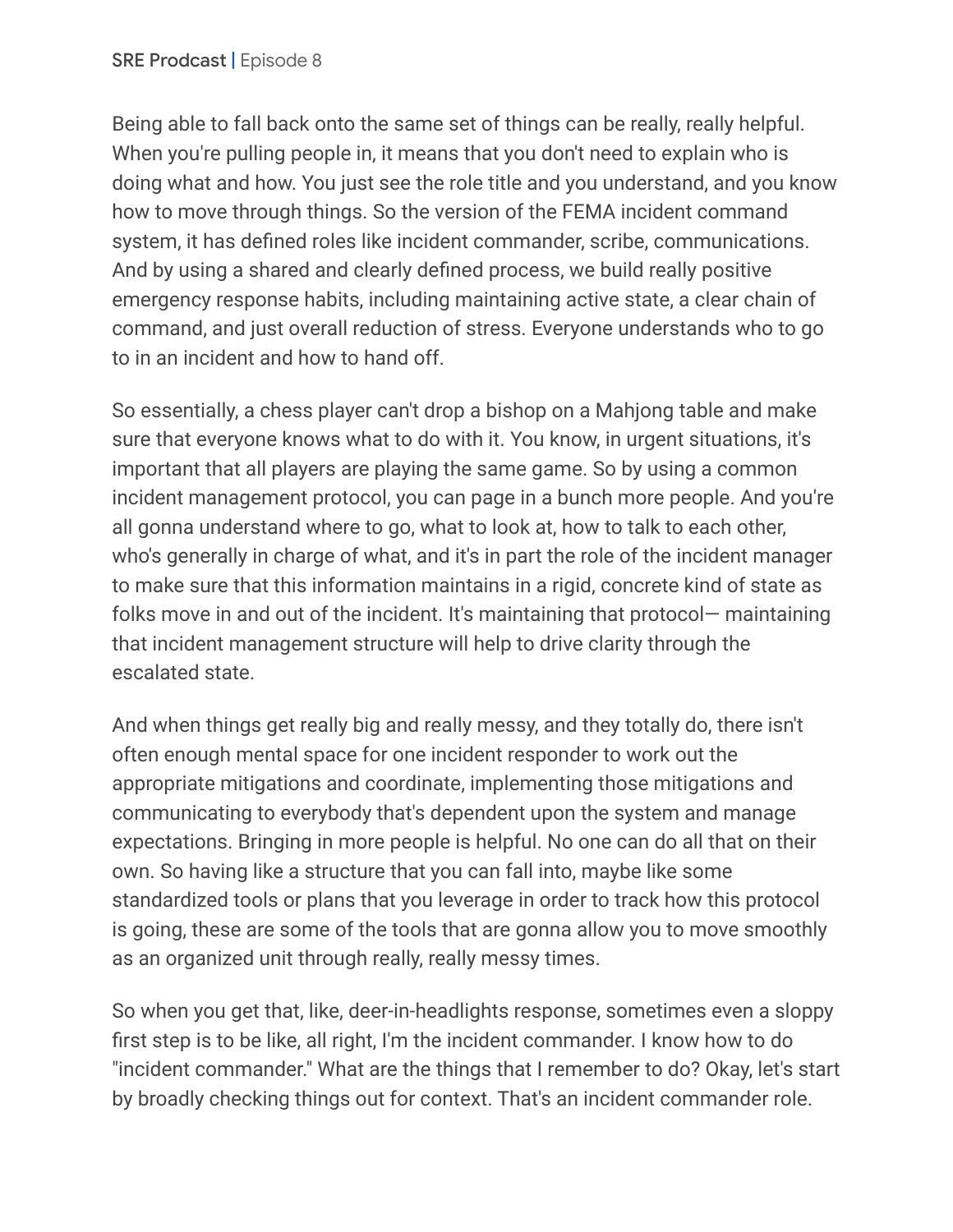Being able to fall back onto the same set of things can be really, really helpful. When you're pulling people in, it means that you don't need to explain who is doing what and how. You just see the role title and you understand, and you know how to move through things. So the version of the FEMA incident command system, it has defined roles like incident commander, scribe, communications. And by using a shared and clearly defined process, we build really positive emergency response habits, including maintaining active state, a clear chain of command, and just overall reduction of stress. Everyone understands who to go to in an incident and how to hand off.

So essentially, a chess player can't drop a bishop on a Mahjong table and make sure that everyone knows what to do with it. You know, in urgent situations, it's important that all players are playing the same game. So by using a common incident management protocol, you can page in a bunch more people. And you're all gonna understand where to go, what to look at, how to talk to each other, who's generally in charge of what, and it's in part the role of the incident manager to make sure that this information maintains in a rigid, concrete kind of state as folks move in and out of the incident. It's maintaining that protocol— maintaining that incident management structure will help to drive clarity through the escalated state.

And when things get really big and really messy, and they totally do, there isn't often enough mental space for one incident responder to work out the appropriate mitigations and coordinate, implementing those mitigations and communicating to everybody that's dependent upon the system and manage expectations. Bringing in more people is helpful. No one can do all that on their own. So having like a structure that you can fall into, maybe like some standardized tools or plans that you leverage in order to track how this protocol is going, these are some of the tools that are gonna allow you to move smoothly as an organized unit through really, really messy times.

So when you get that, like, deer-in-headlights response, sometimes even a sloppy first step is to be like, all right, I'm the incident commander. I know how to do "incident commander." What are the things that I remember to do? Okay, let's start by broadly checking things out for context. That's an incident commander role.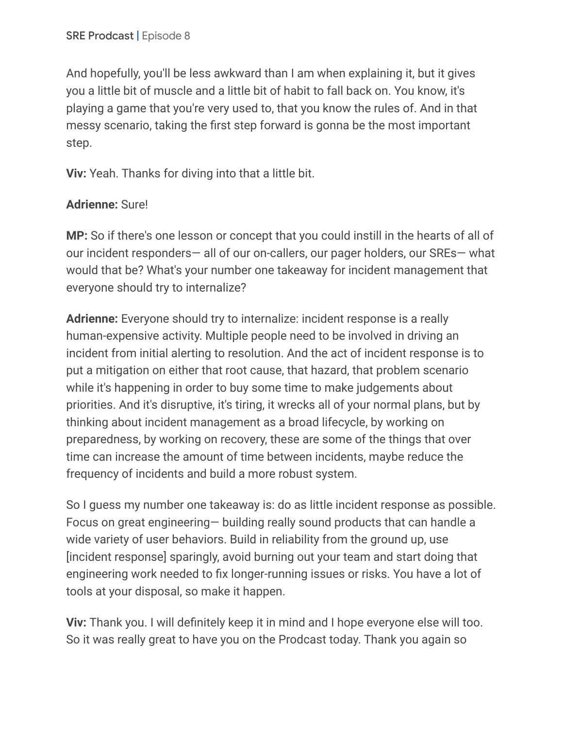And hopefully, you'll be less awkward than I am when explaining it, but it gives you a little bit of muscle and a little bit of habit to fall back on. You know, it's playing a game that you're very used to, that you know the rules of. And in that messy scenario, taking the first step forward is gonna be the most important step.

**Viv:** Yeah. Thanks for diving into that a little bit.

**Adrienne:** Sure!

**MP:** So if there's one lesson or concept that you could instill in the hearts of all of our incident responders— all of our on-callers, our pager holders, our SREs— what would that be? What's your number one takeaway for incident management that everyone should try to internalize?

**Adrienne:** Everyone should try to internalize: incident response is a really human-expensive activity. Multiple people need to be involved in driving an incident from initial alerting to resolution. And the act of incident response is to put a mitigation on either that root cause, that hazard, that problem scenario while it's happening in order to buy some time to make judgements about priorities. And it's disruptive, it's tiring, it wrecks all of your normal plans, but by thinking about incident management as a broad lifecycle, by working on preparedness, by working on recovery, these are some of the things that over time can increase the amount of time between incidents, maybe reduce the frequency of incidents and build a more robust system.

So I guess my number one takeaway is: do as little incident response as possible. Focus on great engineering— building really sound products that can handle a wide variety of user behaviors. Build in reliability from the ground up, use [incident response] sparingly, avoid burning out your team and start doing that engineering work needed to fix longer-running issues or risks. You have a lot of tools at your disposal, so make it happen.

**Viv:** Thank you. I will definitely keep it in mind and I hope everyone else will too. So it was really great to have you on the Prodcast today. Thank you again so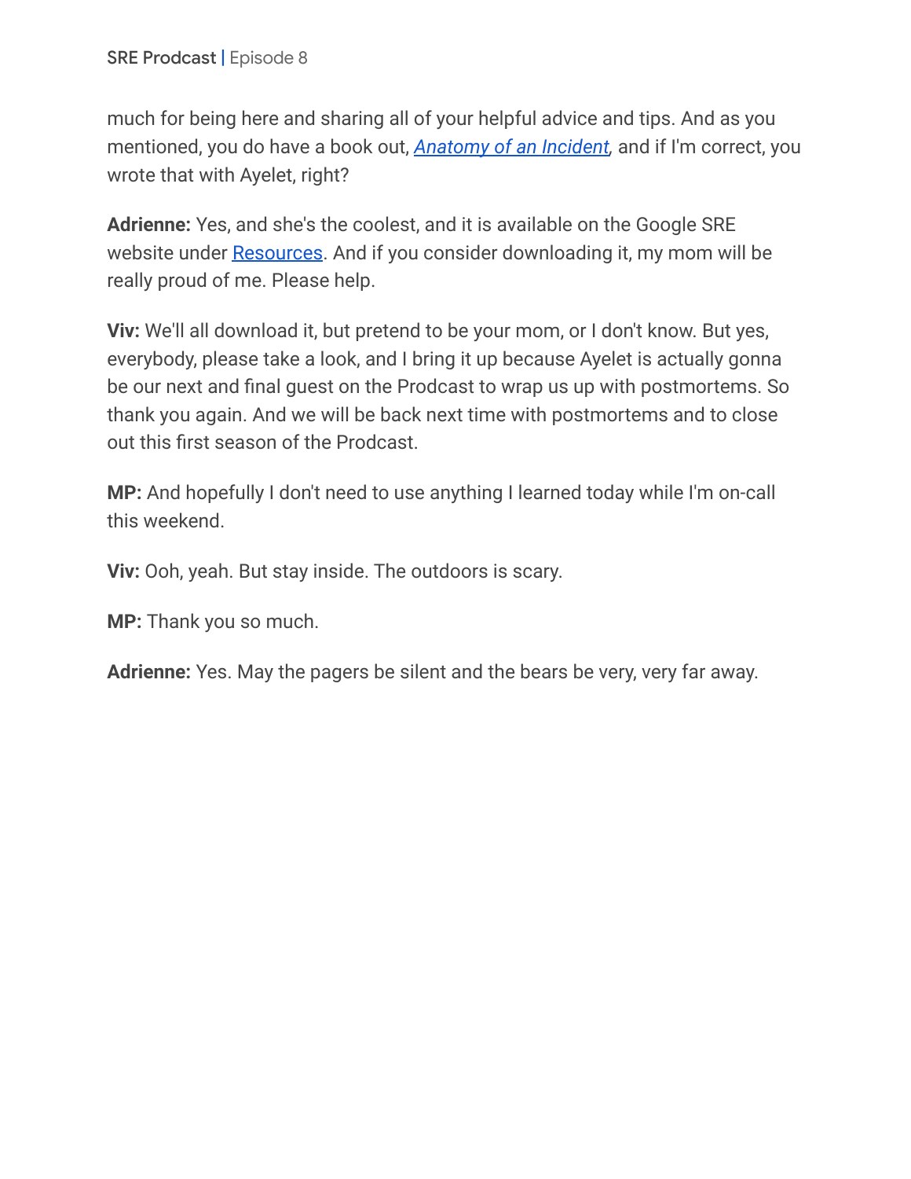much for being here and sharing all of your helpful advice and tips. And as you mentioned, you do have a book out, *Anatomy of an Incident*, and if I'm correct, you wrote that with Ayelet, right?

**Adrienne:** Yes, and she's the coolest, and it is available on the Google SRE website under Resources. And if you consider downloading it, my mom will be really proud of me. Please help.

**Viv:** We'll all download it, but pretend to be your mom, or I don't know. But yes, everybody, please take a look, and I bring it up because Ayelet is actually gonna be our next and final guest on the Prodcast to wrap us up with postmortems. So thank you again. And we will be back next time with postmortems and to close out this first season of the Prodcast.

**MP:** And hopefully I don't need to use anything I learned today while I'm on-call this weekend.

**Viv:** Ooh, yeah. But stay inside. The outdoors is scary.

**MP:** Thank you so much.

**Adrienne:** Yes. May the pagers be silent and the bears be very, very far away.